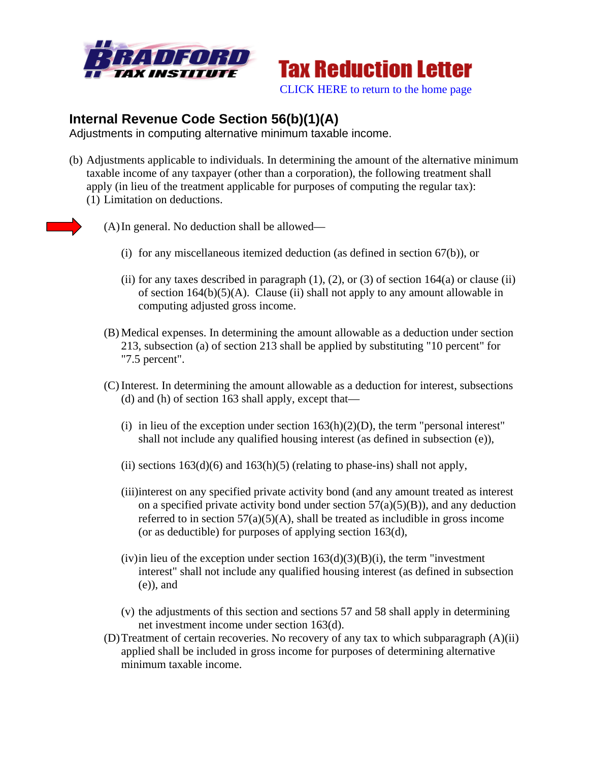Bradford Tax Institute

**Tax Reduction Letter**

CLICK HERE to return to the home page

## Internal Revenue Code Section 56(b)(1)(A)

Adjustments in computing alternative minimum taxable income.

(b) Adjustments applicable to individuals. In determining the amount of the alternative minimum taxable income of any taxpayer (other than a corporation), the following treatment shall apply (in lieu of the treatment applicable for purposes of computing the regular tax):

(1) Limitation on deductions.

(A) In general. No deduction shall be allowed—

(i) for any miscellaneous itemized deduction (as defined in section 67(b)), or

(ii) for any taxes described in paragraph (1), (2), or (3) of section 164(a) or clause (ii) of section 164(b)(5)(A). Clause (ii) shall not apply to any amount allowable in computing adjusted gross income.

(B) Medical expenses. In determining the amount allowable as a deduction under section 213, subsection (a) of section 213 shall be applied by substituting "10 percent" for "7.5 percent".

(C) Interest. In determining the amount allowable as a deduction for interest, subsections (d) and (h) of section 163 shall apply, except that—

(i) in lieu of the exception under section 163(h)(2)(D), the term "personal interest" shall not include any qualified housing interest (as defined in subsection (e)),

(ii) sections 163(d)(6) and 163(h)(5) (relating to phase-ins) shall not apply,

(iii) interest on any specified private activity bond (and any amount treated as interest on a specified private activity bond under section 57(a)(5)(B)), and any deduction referred to in section 57(a)(5)(A), shall be treated as includible in gross income (or as deductible) for purposes of applying section 163(d),

(iv) in lieu of the exception under section 163(d)(3)(B)(i), the term "investment interest" shall not include any qualified housing interest (as defined in subsection (e)), and

(v) the adjustments of this section and sections 57 and 58 shall apply in determining net investment income under section 163(d).

(D) Treatment of certain recoveries. No recovery of any tax to which subparagraph (A)(ii) applied shall be included in gross income for purposes of determining alternative minimum taxable income.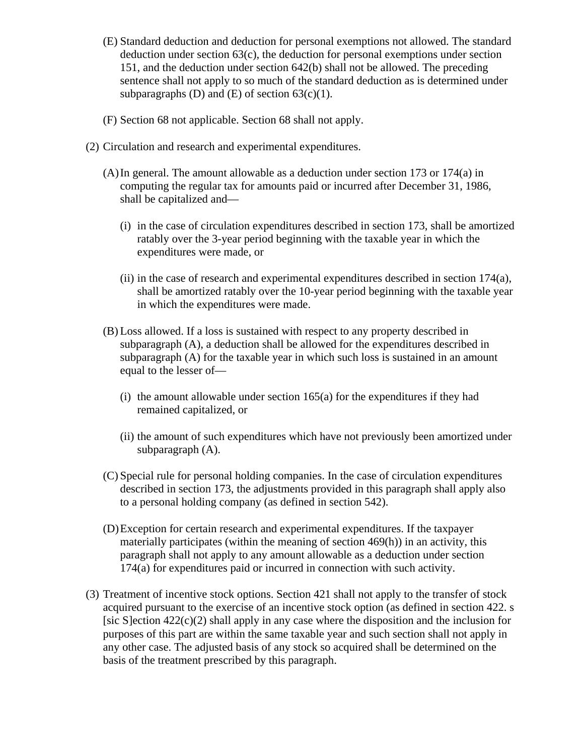(E) Standard deduction and deduction for personal exemptions not allowed. The standard deduction under section 63(c), the deduction for personal exemptions under section 151, and the deduction under section 642(b) shall not be allowed. The preceding sentence shall not apply to so much of the standard deduction as is determined under subparagraphs (D) and (E) of section 63(c)(1).

(F) Section 68 not applicable. Section 68 shall not apply.

(2) Circulation and research and experimental expenditures.

(A) In general. The amount allowable as a deduction under section 173 or 174(a) in computing the regular tax for amounts paid or incurred after December 31, 1986, shall be capitalized and—

(i) in the case of circulation expenditures described in section 173, shall be amortized ratably over the 3-year period beginning with the taxable year in which the expenditures were made, or

(ii) in the case of research and experimental expenditures described in section 174(a), shall be amortized ratably over the 10-year period beginning with the taxable year in which the expenditures were made.

(B) Loss allowed. If a loss is sustained with respect to any property described in subparagraph (A), a deduction shall be allowed for the expenditures described in subparagraph (A) for the taxable year in which such loss is sustained in an amount equal to the lesser of—

(i) the amount allowable under section 165(a) for the expenditures if they had remained capitalized, or

(ii) the amount of such expenditures which have not previously been amortized under subparagraph (A).

(C) Special rule for personal holding companies. In the case of circulation expenditures described in section 173, the adjustments provided in this paragraph shall apply also to a personal holding company (as defined in section 542).

(D) Exception for certain research and experimental expenditures. If the taxpayer materially participates (within the meaning of section 469(h)) in an activity, this paragraph shall not apply to any amount allowable as a deduction under section 174(a) for expenditures paid or incurred in connection with such activity.

(3) Treatment of incentive stock options. Section 421 shall not apply to the transfer of stock acquired pursuant to the exercise of an incentive stock option (as defined in section 422. s [sic S]ection 422(c)(2) shall apply in any case where the disposition and the inclusion for purposes of this part are within the same taxable year and such section shall not apply in any other case. The adjusted basis of any stock so acquired shall be determined on the basis of the treatment prescribed by this paragraph.